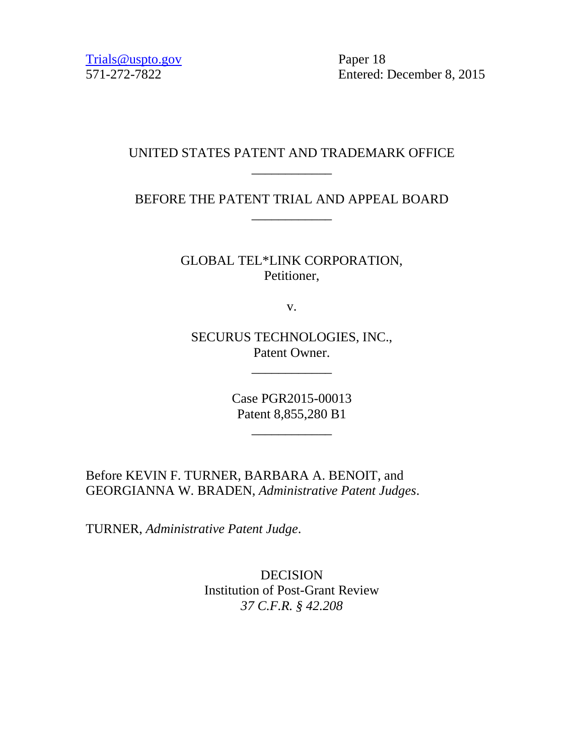Trials@uspto.gov
571-272-7822

Paper 18
Entered: December 8, 2015

UNITED STATES PATENT AND TRADEMARK OFFICE

____________

BEFORE THE PATENT TRIAL AND APPEAL BOARD

____________

GLOBAL TEL*LINK CORPORATION,
Petitioner,

v.

SECURUS TECHNOLOGIES, INC.,
Patent Owner.

____________

Case PGR2015-00013
Patent 8,855,280 B1

____________

Before KEVIN F. TURNER, BARBARA A. BENOIT, and GEORGIANNA W. BRADEN, *Administrative Patent Judges*.

TURNER, *Administrative Patent Judge*.

DECISION
Institution of Post-Grant Review
*37 C.F.R. § 42.208*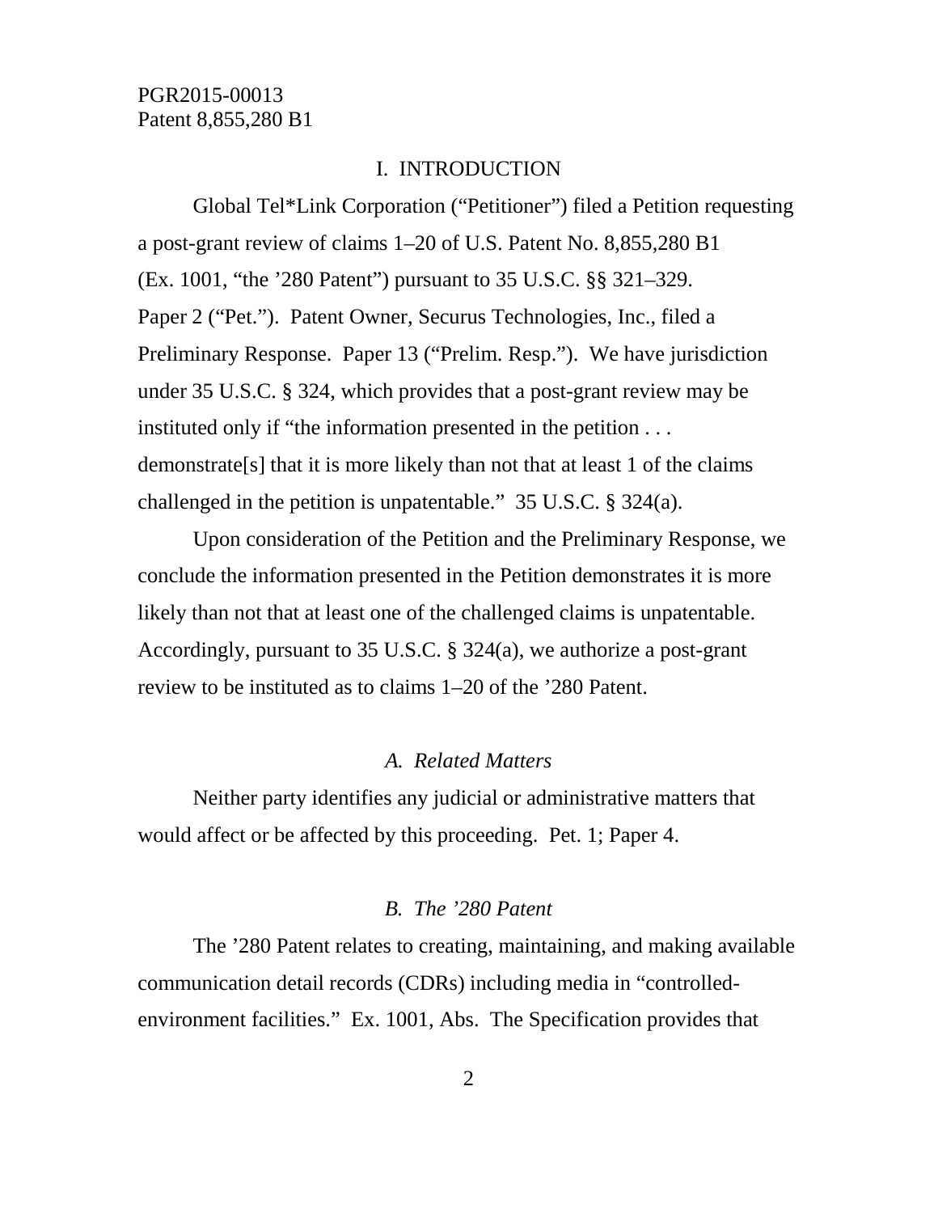## I. INTRODUCTION

Global Tel*Link Corporation ("Petitioner") filed a Petition requesting a post-grant review of claims 1–20 of U.S. Patent No. 8,855,280 B1 (Ex. 1001, "the '280 Patent") pursuant to 35 U.S.C. §§ 321–329. Paper 2 ("Pet."). Patent Owner, Securus Technologies, Inc., filed a Preliminary Response. Paper 13 ("Prelim. Resp."). We have jurisdiction under 35 U.S.C. § 324, which provides that a post-grant review may be instituted only if "the information presented in the petition . . . demonstrate[s] that it is more likely than not that at least 1 of the claims challenged in the petition is unpatentable." 35 U.S.C. § 324(a).

Upon consideration of the Petition and the Preliminary Response, we conclude the information presented in the Petition demonstrates it is more likely than not that at least one of the challenged claims is unpatentable. Accordingly, pursuant to 35 U.S.C. § 324(a), we authorize a post-grant review to be instituted as to claims 1–20 of the '280 Patent.

### *A. Related Matters*

Neither party identifies any judicial or administrative matters that would affect or be affected by this proceeding. Pet. 1; Paper 4.

### *B. The '280 Patent*

The '280 Patent relates to creating, maintaining, and making available communication detail records (CDRs) including media in "controlled-environment facilities." Ex. 1001, Abs. The Specification provides that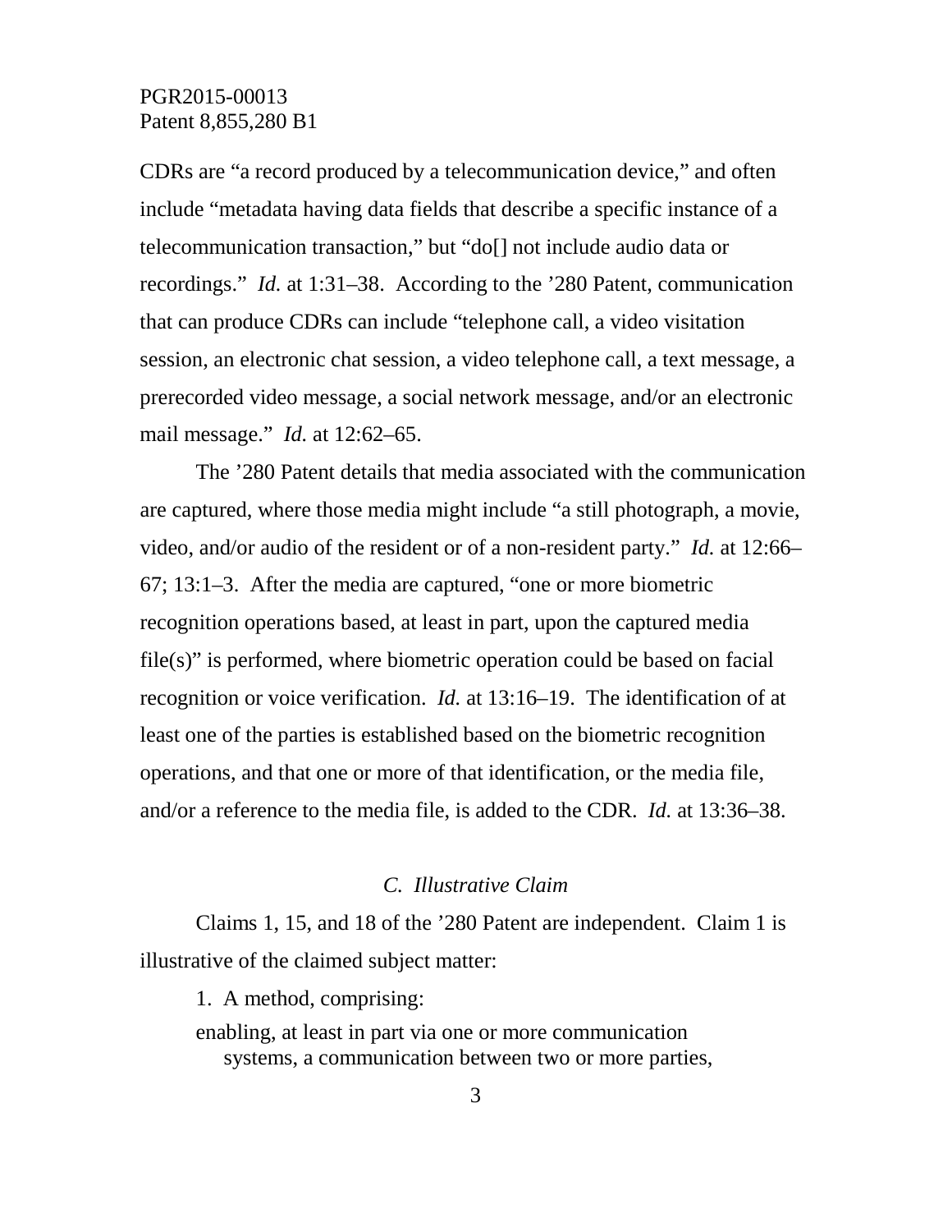CDRs are "a record produced by a telecommunication device," and often include "metadata having data fields that describe a specific instance of a telecommunication transaction," but "do[] not include audio data or recordings." *Id.* at 1:31–38. According to the '280 Patent, communication that can produce CDRs can include "telephone call, a video visitation session, an electronic chat session, a video telephone call, a text message, a prerecorded video message, a social network message, and/or an electronic mail message." *Id.* at 12:62–65.

The '280 Patent details that media associated with the communication are captured, where those media might include "a still photograph, a movie, video, and/or audio of the resident or of a non-resident party." *Id.* at 12:66–67; 13:1–3. After the media are captured, "one or more biometric recognition operations based, at least in part, upon the captured media file(s)" is performed, where biometric operation could be based on facial recognition or voice verification. *Id.* at 13:16–19. The identification of at least one of the parties is established based on the biometric recognition operations, and that one or more of that identification, or the media file, and/or a reference to the media file, is added to the CDR. *Id.* at 13:36–38.

### *C. Illustrative Claim*

Claims 1, 15, and 18 of the '280 Patent are independent. Claim 1 is illustrative of the claimed subject matter:

> 1. A method, comprising:
>
> enabling, at least in part via one or more communication systems, a communication between two or more parties,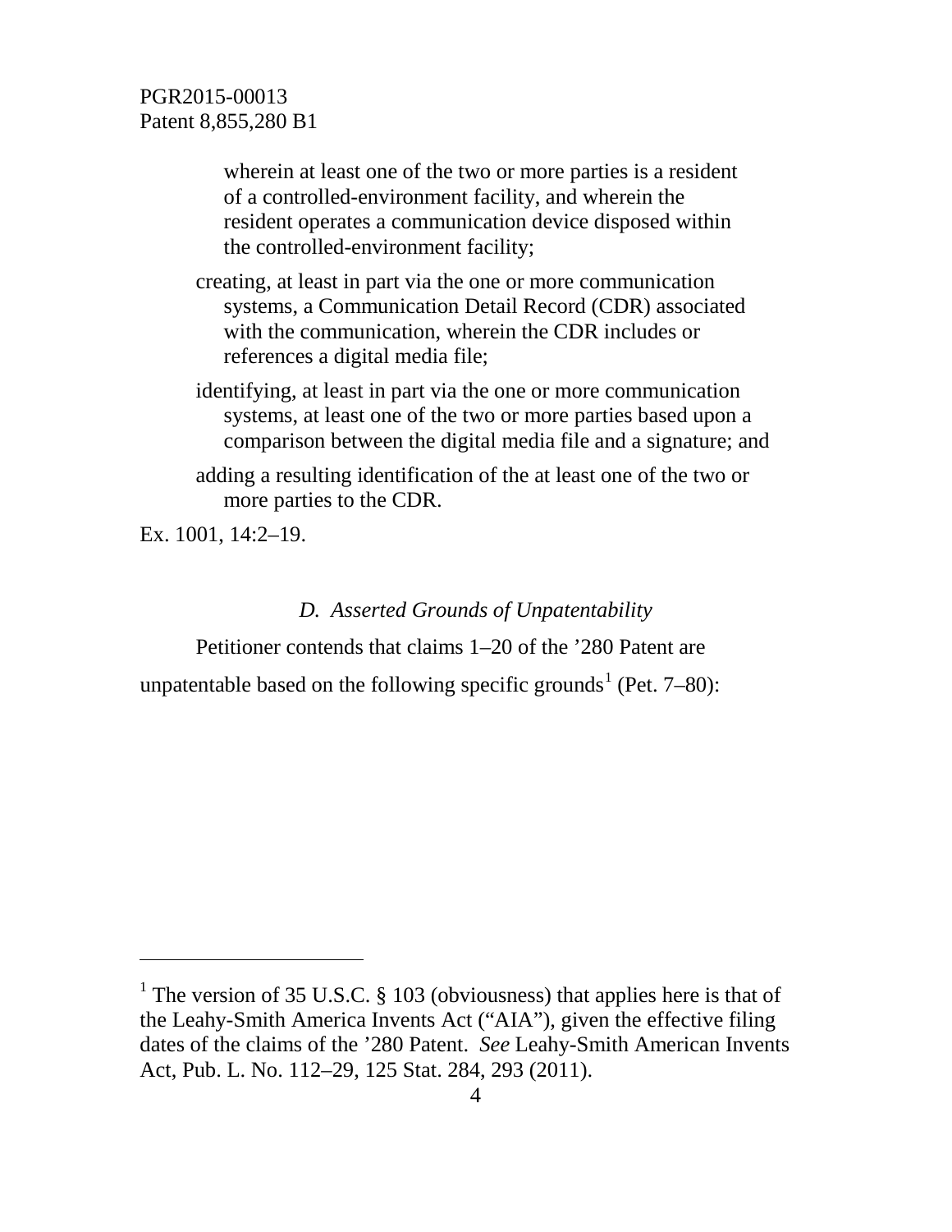wherein at least one of the two or more parties is a resident of a controlled-environment facility, and wherein the resident operates a communication device disposed within the controlled-environment facility;

creating, at least in part via the one or more communication systems, a Communication Detail Record (CDR) associated with the communication, wherein the CDR includes or references a digital media file;

identifying, at least in part via the one or more communication systems, at least one of the two or more parties based upon a comparison between the digital media file and a signature; and

adding a resulting identification of the at least one of the two or more parties to the CDR.

Ex. 1001, 14:2–19.

### *D. Asserted Grounds of Unpatentability*

Petitioner contends that claims 1–20 of the ’280 Patent are unpatentable based on the following specific grounds[1] (Pet. 7–80):

---

[1] The version of 35 U.S.C. § 103 (obviousness) that applies here is that of the Leahy-Smith America Invents Act (“AIA”), given the effective filing dates of the claims of the ’280 Patent. *See* Leahy-Smith American Invents Act, Pub. L. No. 112–29, 125 Stat. 284, 293 (2011).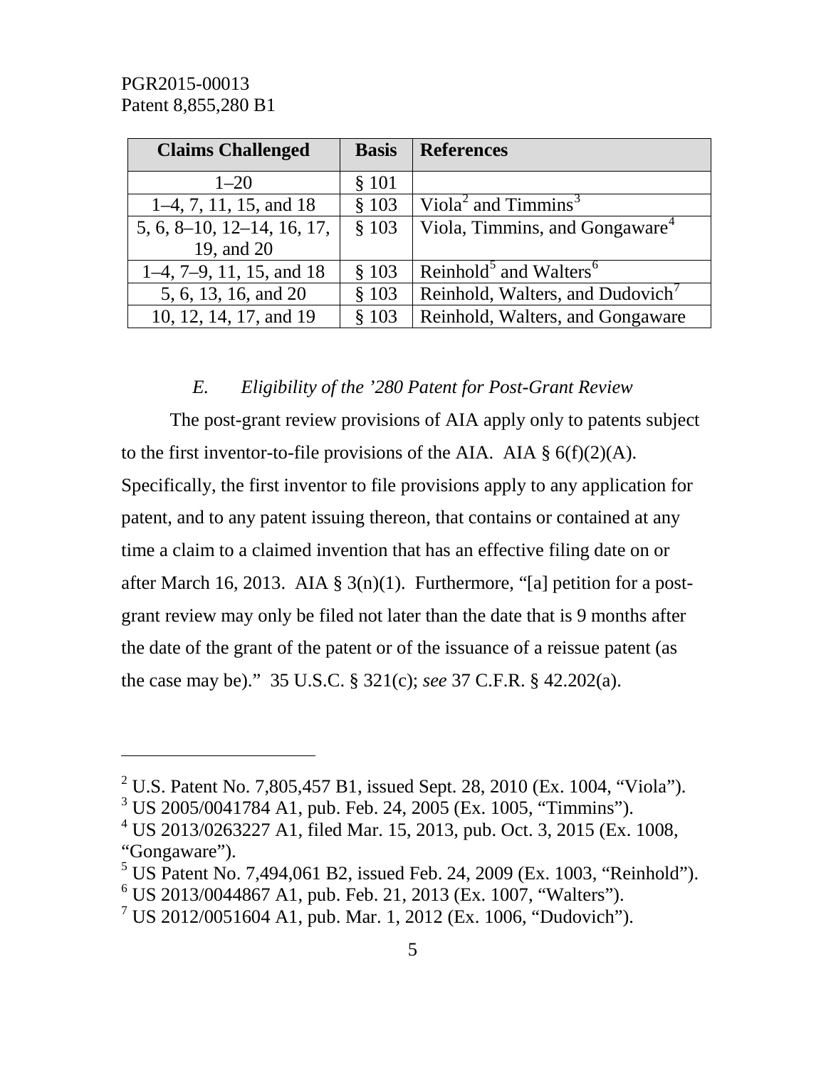| Claims Challenged | Basis | References |
|---|---|---|
| 1–20 | § 101 | |
| 1–4, 7, 11, 15, and 18 | § 103 | Viola[2] and Timmins[3] |
| 5, 6, 8–10, 12–14, 16, 17, 19, and 20 | § 103 | Viola, Timmins, and Gongaware[4] |
| 1–4, 7–9, 11, 15, and 18 | § 103 | Reinhold[5] and Walters[6] |
| 5, 6, 13, 16, and 20 | § 103 | Reinhold, Walters, and Dudovich[7] |
| 10, 12, 14, 17, and 19 | § 103 | Reinhold, Walters, and Gongaware |

### *E. Eligibility of the '280 Patent for Post-Grant Review*

The post-grant review provisions of AIA apply only to patents subject to the first inventor-to-file provisions of the AIA. AIA § 6(f)(2)(A). Specifically, the first inventor to file provisions apply to any application for patent, and to any patent issuing thereon, that contains or contained at any time a claim to a claimed invention that has an effective filing date on or after March 16, 2013. AIA § 3(n)(1). Furthermore, "[a] petition for a post-grant review may only be filed not later than the date that is 9 months after the date of the grant of the patent or of the issuance of a reissue patent (as the case may be)." 35 U.S.C. § 321(c); *see* 37 C.F.R. § 42.202(a).

---

[2] U.S. Patent No. 7,805,457 B1, issued Sept. 28, 2010 (Ex. 1004, "Viola").

[3] US 2005/0041784 A1, pub. Feb. 24, 2005 (Ex. 1005, "Timmins").

[4] US 2013/0263227 A1, filed Mar. 15, 2013, pub. Oct. 3, 2015 (Ex. 1008, "Gongaware").

[5] US Patent No. 7,494,061 B2, issued Feb. 24, 2009 (Ex. 1003, "Reinhold").

[6] US 2013/0044867 A1, pub. Feb. 21, 2013 (Ex. 1007, "Walters").

[7] US 2012/0051604 A1, pub. Mar. 1, 2012 (Ex. 1006, "Dudovich").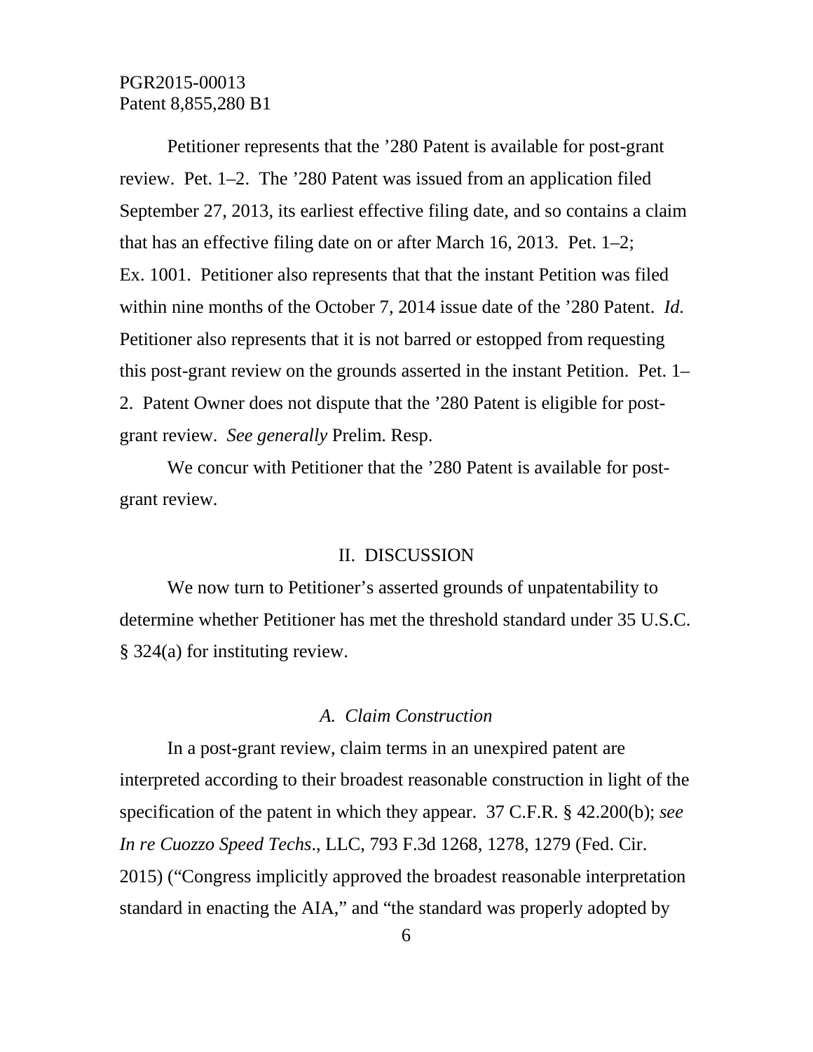Petitioner represents that the ’280 Patent is available for post-grant review. Pet. 1–2. The ’280 Patent was issued from an application filed September 27, 2013, its earliest effective filing date, and so contains a claim that has an effective filing date on or after March 16, 2013. Pet. 1–2; Ex. 1001. Petitioner also represents that that the instant Petition was filed within nine months of the October 7, 2014 issue date of the ’280 Patent. *Id.* Petitioner also represents that it is not barred or estopped from requesting this post-grant review on the grounds asserted in the instant Petition. Pet. 1–2. Patent Owner does not dispute that the ’280 Patent is eligible for post-grant review. *See generally* Prelim. Resp.

We concur with Petitioner that the ’280 Patent is available for post-grant review.

## II. DISCUSSION

We now turn to Petitioner’s asserted grounds of unpatentability to determine whether Petitioner has met the threshold standard under 35 U.S.C. § 324(a) for instituting review.

### *A. Claim Construction*

In a post-grant review, claim terms in an unexpired patent are interpreted according to their broadest reasonable construction in light of the specification of the patent in which they appear. 37 C.F.R. § 42.200(b); *see In re Cuozzo Speed Techs*., LLC, 793 F.3d 1268, 1278, 1279 (Fed. Cir. 2015) (“Congress implicitly approved the broadest reasonable interpretation standard in enacting the AIA,” and “the standard was properly adopted by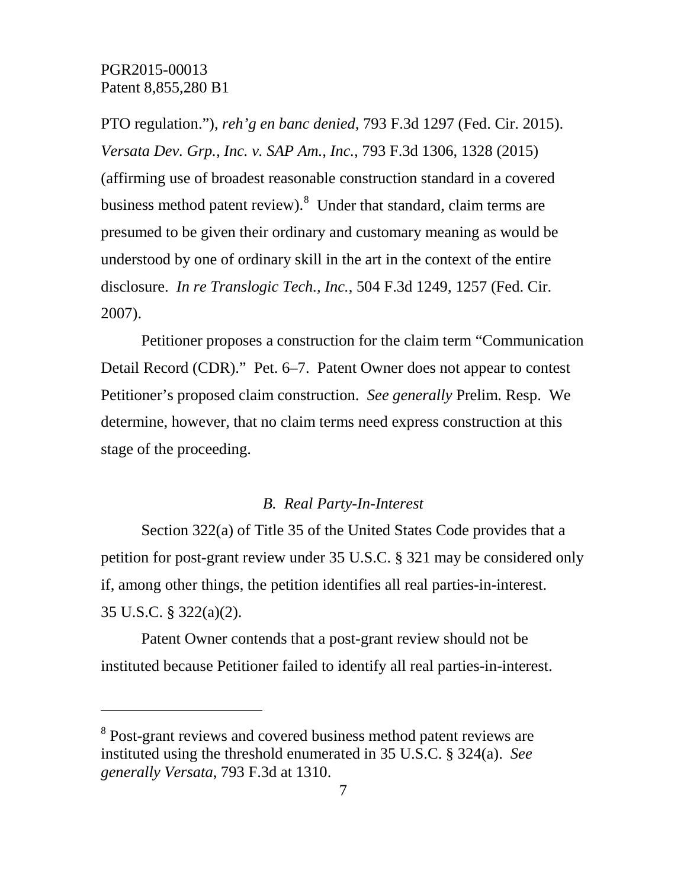PTO regulation."), *reh'g en banc denied*, 793 F.3d 1297 (Fed. Cir. 2015). *Versata Dev. Grp., Inc. v. SAP Am., Inc.*, 793 F.3d 1306, 1328 (2015) (affirming use of broadest reasonable construction standard in a covered business method patent review).[8] Under that standard, claim terms are presumed to be given their ordinary and customary meaning as would be understood by one of ordinary skill in the art in the context of the entire disclosure. *In re Translogic Tech., Inc.*, 504 F.3d 1249, 1257 (Fed. Cir. 2007).

Petitioner proposes a construction for the claim term "Communication Detail Record (CDR)." Pet. 6–7. Patent Owner does not appear to contest Petitioner's proposed claim construction. *See generally* Prelim. Resp. We determine, however, that no claim terms need express construction at this stage of the proceeding.

### *B. Real Party-In-Interest*

Section 322(a) of Title 35 of the United States Code provides that a petition for post-grant review under 35 U.S.C. § 321 may be considered only if, among other things, the petition identifies all real parties-in-interest. 35 U.S.C. § 322(a)(2).

Patent Owner contends that a post-grant review should not be instituted because Petitioner failed to identify all real parties-in-interest.

---

[8] Post-grant reviews and covered business method patent reviews are instituted using the threshold enumerated in 35 U.S.C. § 324(a). *See generally Versata*, 793 F.3d at 1310.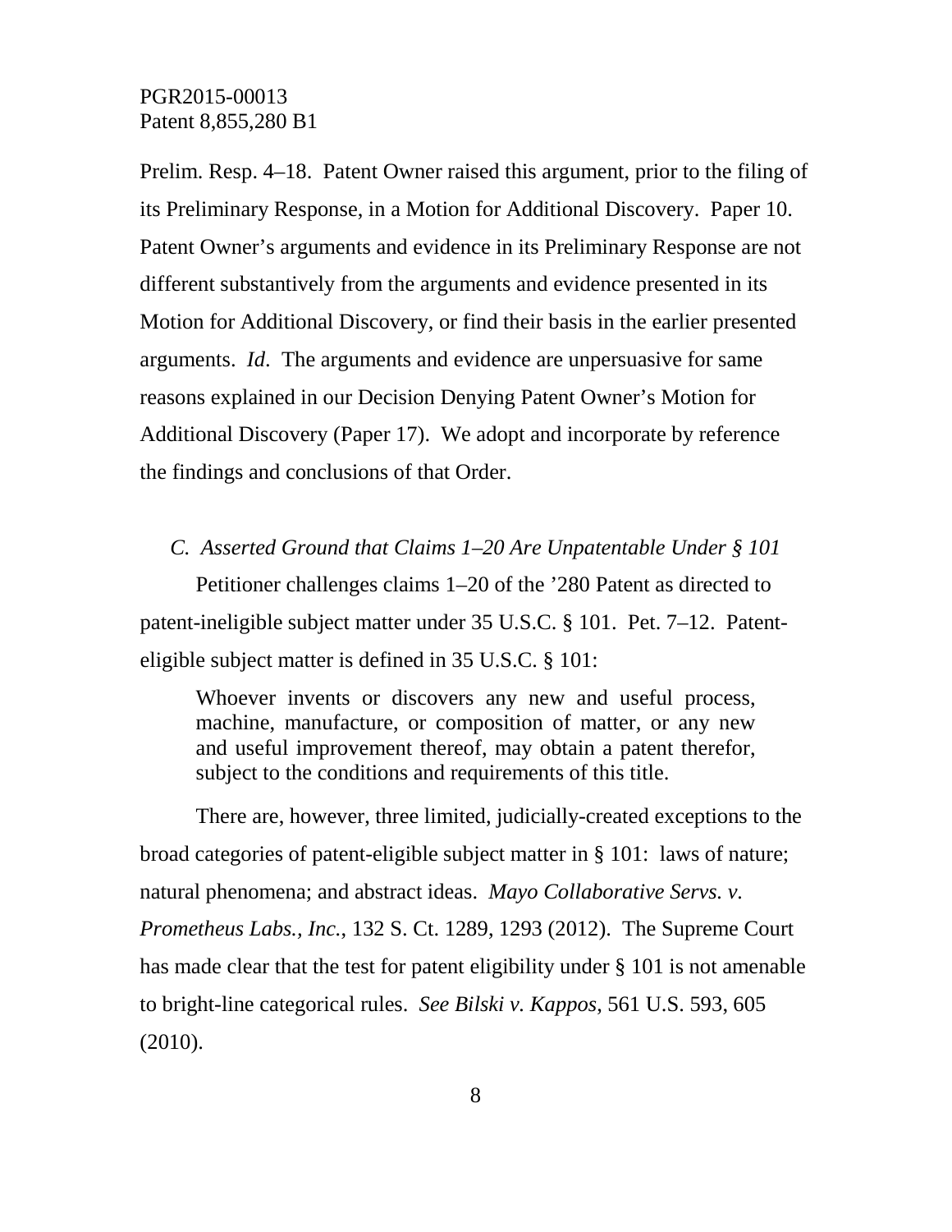Prelim. Resp. 4–18. Patent Owner raised this argument, prior to the filing of its Preliminary Response, in a Motion for Additional Discovery. Paper 10. Patent Owner's arguments and evidence in its Preliminary Response are not different substantively from the arguments and evidence presented in its Motion for Additional Discovery, or find their basis in the earlier presented arguments. *Id*. The arguments and evidence are unpersuasive for same reasons explained in our Decision Denying Patent Owner's Motion for Additional Discovery (Paper 17). We adopt and incorporate by reference the findings and conclusions of that Order.

### *C. Asserted Ground that Claims 1–20 Are Unpatentable Under § 101*

Petitioner challenges claims 1–20 of the '280 Patent as directed to patent-ineligible subject matter under 35 U.S.C. § 101. Pet. 7–12. Patent-eligible subject matter is defined in 35 U.S.C. § 101:

> Whoever invents or discovers any new and useful process, machine, manufacture, or composition of matter, or any new and useful improvement thereof, may obtain a patent therefor, subject to the conditions and requirements of this title.

There are, however, three limited, judicially-created exceptions to the broad categories of patent-eligible subject matter in § 101: laws of nature; natural phenomena; and abstract ideas. *Mayo Collaborative Servs. v. Prometheus Labs., Inc.*, 132 S. Ct. 1289, 1293 (2012). The Supreme Court has made clear that the test for patent eligibility under § 101 is not amenable to bright-line categorical rules. *See Bilski v. Kappos*, 561 U.S. 593, 605 (2010).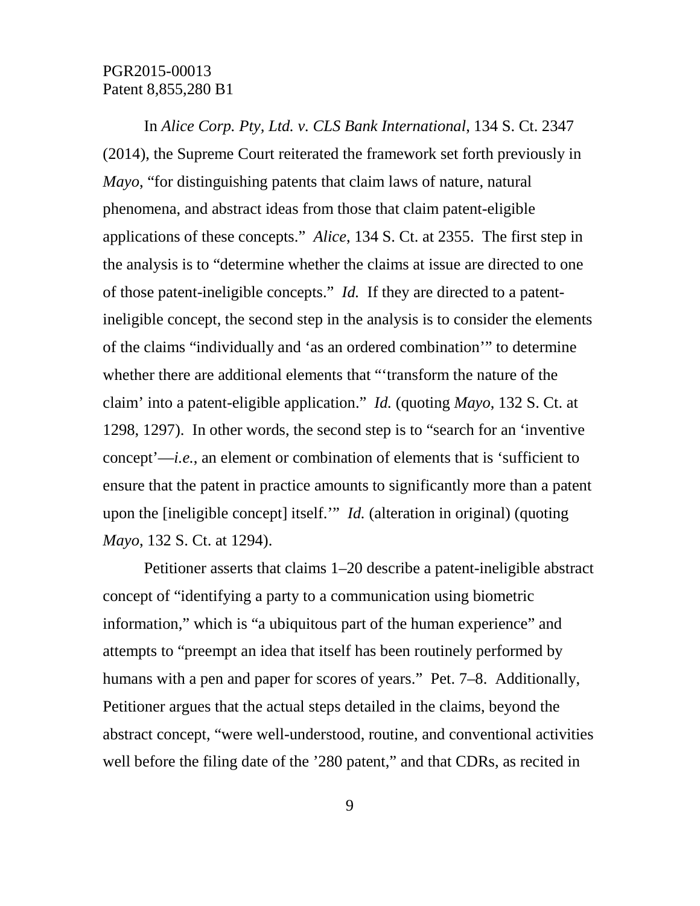In *Alice Corp. Pty, Ltd. v. CLS Bank International*, 134 S. Ct. 2347 (2014), the Supreme Court reiterated the framework set forth previously in *Mayo*, "for distinguishing patents that claim laws of nature, natural phenomena, and abstract ideas from those that claim patent-eligible applications of these concepts." *Alice*, 134 S. Ct. at 2355. The first step in the analysis is to "determine whether the claims at issue are directed to one of those patent-ineligible concepts." *Id.* If they are directed to a patent-ineligible concept, the second step in the analysis is to consider the elements of the claims "individually and 'as an ordered combination'" to determine whether there are additional elements that "'transform the nature of the claim' into a patent-eligible application." *Id.* (quoting *Mayo*, 132 S. Ct. at 1298, 1297). In other words, the second step is to "search for an 'inventive concept'—*i.e.*, an element or combination of elements that is 'sufficient to ensure that the patent in practice amounts to significantly more than a patent upon the [ineligible concept] itself.'" *Id.* (alteration in original) (quoting *Mayo*, 132 S. Ct. at 1294).

Petitioner asserts that claims 1–20 describe a patent-ineligible abstract concept of "identifying a party to a communication using biometric information," which is "a ubiquitous part of the human experience" and attempts to "preempt an idea that itself has been routinely performed by humans with a pen and paper for scores of years." Pet. 7–8. Additionally, Petitioner argues that the actual steps detailed in the claims, beyond the abstract concept, "were well-understood, routine, and conventional activities well before the filing date of the '280 patent," and that CDRs, as recited in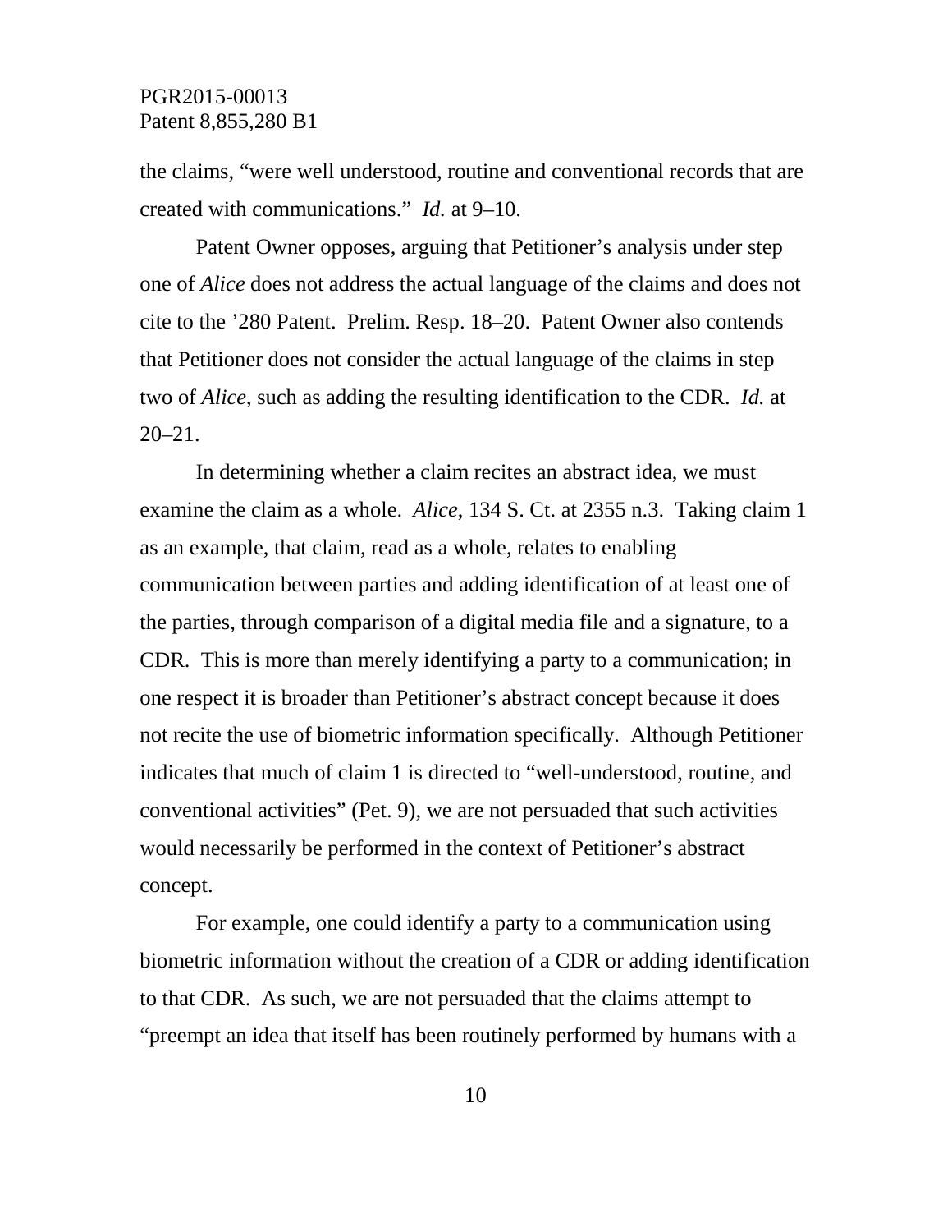the claims, "were well understood, routine and conventional records that are created with communications." *Id.* at 9–10.

Patent Owner opposes, arguing that Petitioner's analysis under step one of *Alice* does not address the actual language of the claims and does not cite to the '280 Patent. Prelim. Resp. 18–20. Patent Owner also contends that Petitioner does not consider the actual language of the claims in step two of *Alice*, such as adding the resulting identification to the CDR. *Id.* at 20–21.

In determining whether a claim recites an abstract idea, we must examine the claim as a whole. *Alice*, 134 S. Ct. at 2355 n.3. Taking claim 1 as an example, that claim, read as a whole, relates to enabling communication between parties and adding identification of at least one of the parties, through comparison of a digital media file and a signature, to a CDR. This is more than merely identifying a party to a communication; in one respect it is broader than Petitioner's abstract concept because it does not recite the use of biometric information specifically. Although Petitioner indicates that much of claim 1 is directed to "well-understood, routine, and conventional activities" (Pet. 9), we are not persuaded that such activities would necessarily be performed in the context of Petitioner's abstract concept.

For example, one could identify a party to a communication using biometric information without the creation of a CDR or adding identification to that CDR. As such, we are not persuaded that the claims attempt to "preempt an idea that itself has been routinely performed by humans with a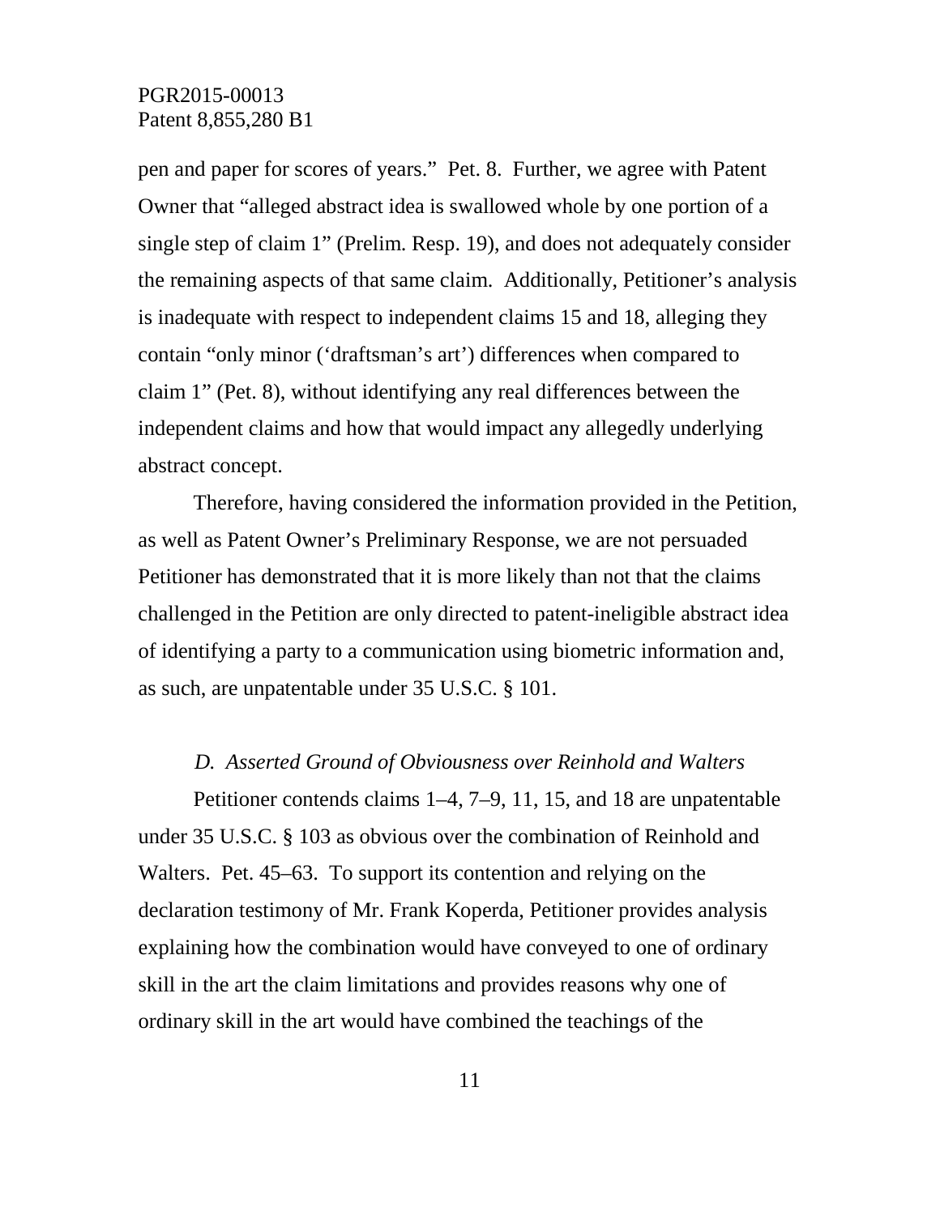pen and paper for scores of years." Pet. 8. Further, we agree with Patent Owner that "alleged abstract idea is swallowed whole by one portion of a single step of claim 1" (Prelim. Resp. 19), and does not adequately consider the remaining aspects of that same claim. Additionally, Petitioner's analysis is inadequate with respect to independent claims 15 and 18, alleging they contain "only minor ('draftsman's art') differences when compared to claim 1" (Pet. 8), without identifying any real differences between the independent claims and how that would impact any allegedly underlying abstract concept.

Therefore, having considered the information provided in the Petition, as well as Patent Owner's Preliminary Response, we are not persuaded Petitioner has demonstrated that it is more likely than not that the claims challenged in the Petition are only directed to patent-ineligible abstract idea of identifying a party to a communication using biometric information and, as such, are unpatentable under 35 U.S.C. § 101.

### *D. Asserted Ground of Obviousness over Reinhold and Walters*

Petitioner contends claims 1–4, 7–9, 11, 15, and 18 are unpatentable under 35 U.S.C. § 103 as obvious over the combination of Reinhold and Walters. Pet. 45–63. To support its contention and relying on the declaration testimony of Mr. Frank Koperda, Petitioner provides analysis explaining how the combination would have conveyed to one of ordinary skill in the art the claim limitations and provides reasons why one of ordinary skill in the art would have combined the teachings of the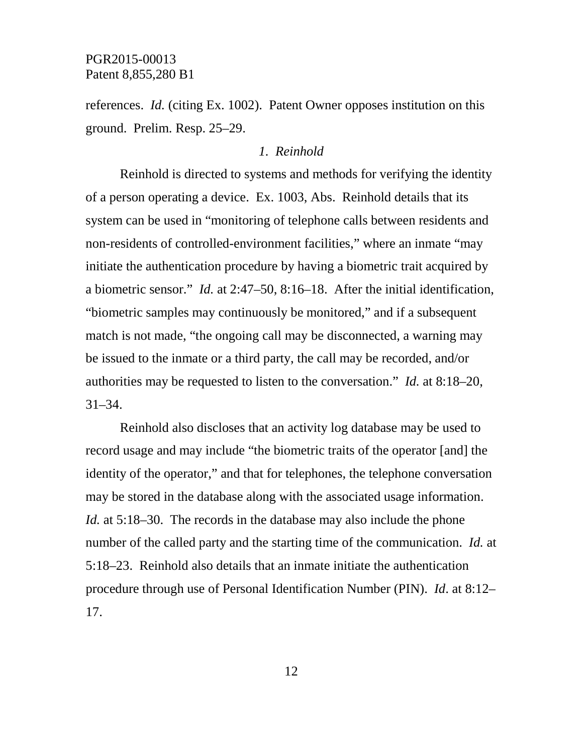references. *Id.* (citing Ex. 1002). Patent Owner opposes institution on this ground. Prelim. Resp. 25–29.

### *1. Reinhold*

Reinhold is directed to systems and methods for verifying the identity of a person operating a device. Ex. 1003, Abs. Reinhold details that its system can be used in "monitoring of telephone calls between residents and non-residents of controlled-environment facilities," where an inmate "may initiate the authentication procedure by having a biometric trait acquired by a biometric sensor." *Id.* at 2:47–50, 8:16–18. After the initial identification, "biometric samples may continuously be monitored," and if a subsequent match is not made, "the ongoing call may be disconnected, a warning may be issued to the inmate or a third party, the call may be recorded, and/or authorities may be requested to listen to the conversation." *Id.* at 8:18–20, 31–34.

Reinhold also discloses that an activity log database may be used to record usage and may include "the biometric traits of the operator [and] the identity of the operator," and that for telephones, the telephone conversation may be stored in the database along with the associated usage information. *Id.* at 5:18–30. The records in the database may also include the phone number of the called party and the starting time of the communication. *Id.* at 5:18–23. Reinhold also details that an inmate initiate the authentication procedure through use of Personal Identification Number (PIN). *Id*. at 8:12–17.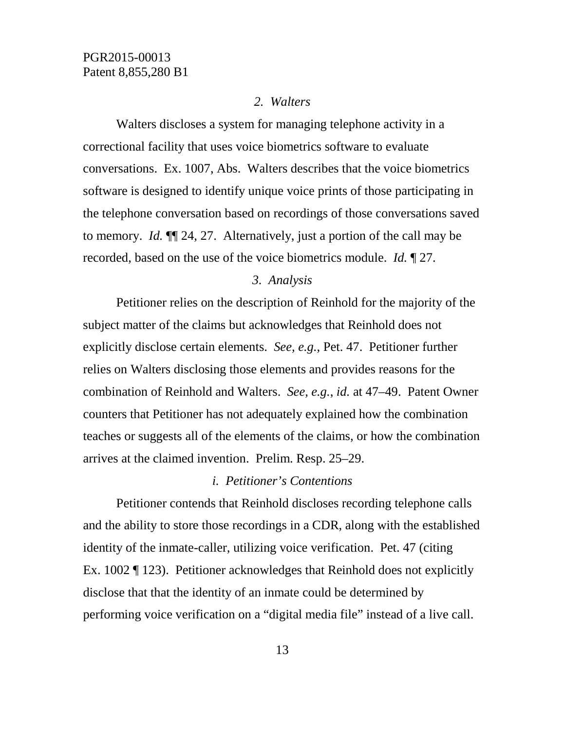*2. Walters*

Walters discloses a system for managing telephone activity in a correctional facility that uses voice biometrics software to evaluate conversations. Ex. 1007, Abs. Walters describes that the voice biometrics software is designed to identify unique voice prints of those participating in the telephone conversation based on recordings of those conversations saved to memory. *Id.* ¶¶ 24, 27. Alternatively, just a portion of the call may be recorded, based on the use of the voice biometrics module. *Id.* ¶ 27.

*3. Analysis*

Petitioner relies on the description of Reinhold for the majority of the subject matter of the claims but acknowledges that Reinhold does not explicitly disclose certain elements. *See, e.g.*, Pet. 47. Petitioner further relies on Walters disclosing those elements and provides reasons for the combination of Reinhold and Walters. *See, e.g.*, *id.* at 47–49. Patent Owner counters that Petitioner has not adequately explained how the combination teaches or suggests all of the elements of the claims, or how the combination arrives at the claimed invention. Prelim. Resp. 25–29.

*i. Petitioner's Contentions*

Petitioner contends that Reinhold discloses recording telephone calls and the ability to store those recordings in a CDR, along with the established identity of the inmate-caller, utilizing voice verification. Pet. 47 (citing Ex. 1002 ¶ 123). Petitioner acknowledges that Reinhold does not explicitly disclose that that the identity of an inmate could be determined by performing voice verification on a "digital media file" instead of a live call.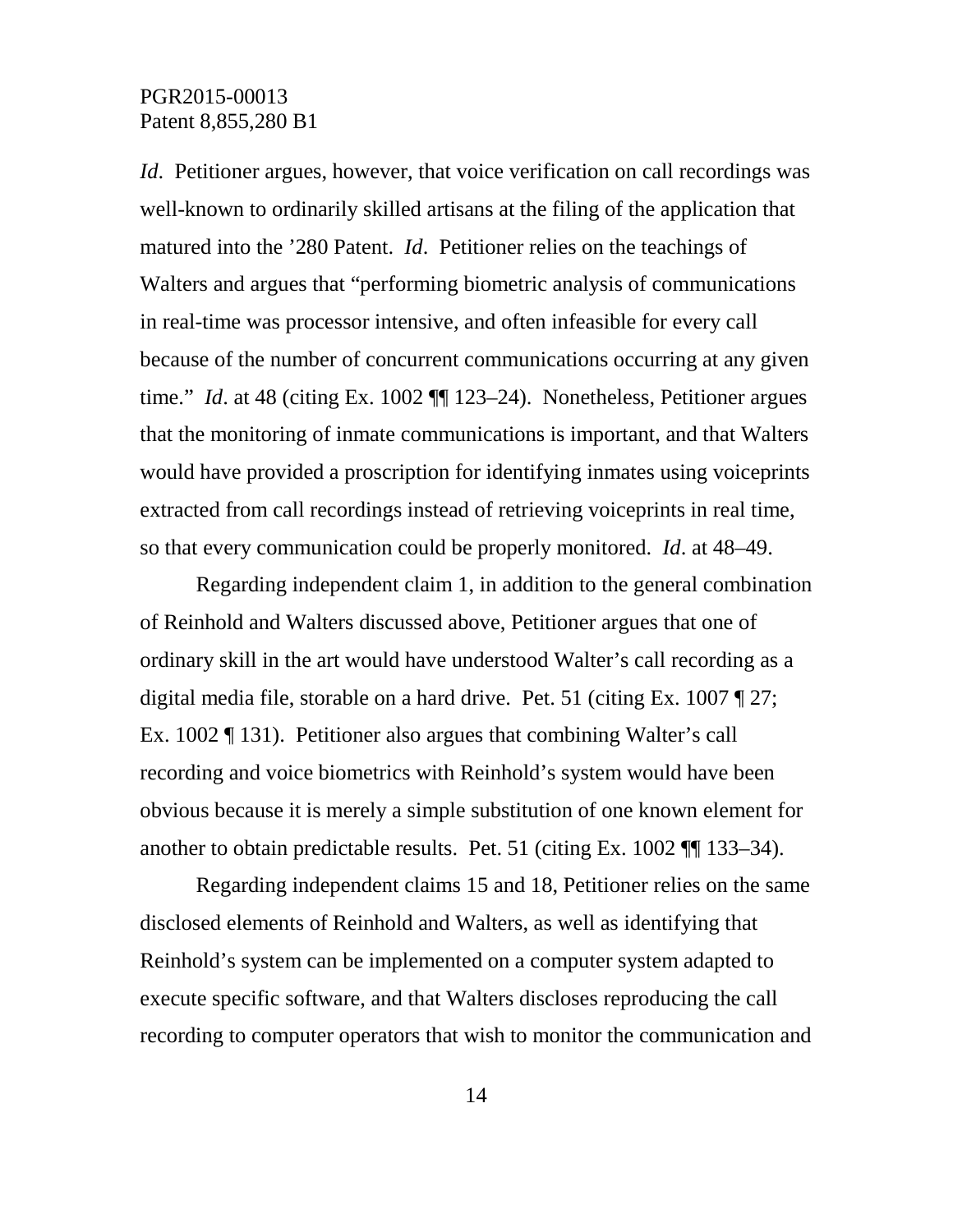*Id*. Petitioner argues, however, that voice verification on call recordings was well-known to ordinarily skilled artisans at the filing of the application that matured into the ’280 Patent. *Id*. Petitioner relies on the teachings of Walters and argues that “performing biometric analysis of communications in real-time was processor intensive, and often infeasible for every call because of the number of concurrent communications occurring at any given time.” *Id*. at 48 (citing Ex. 1002 ¶¶ 123–24). Nonetheless, Petitioner argues that the monitoring of inmate communications is important, and that Walters would have provided a proscription for identifying inmates using voiceprints extracted from call recordings instead of retrieving voiceprints in real time, so that every communication could be properly monitored. *Id*. at 48–49.

Regarding independent claim 1, in addition to the general combination of Reinhold and Walters discussed above, Petitioner argues that one of ordinary skill in the art would have understood Walter’s call recording as a digital media file, storable on a hard drive. Pet. 51 (citing Ex. 1007 ¶ 27; Ex. 1002 ¶ 131). Petitioner also argues that combining Walter’s call recording and voice biometrics with Reinhold’s system would have been obvious because it is merely a simple substitution of one known element for another to obtain predictable results. Pet. 51 (citing Ex. 1002 ¶¶ 133–34).

Regarding independent claims 15 and 18, Petitioner relies on the same disclosed elements of Reinhold and Walters, as well as identifying that Reinhold’s system can be implemented on a computer system adapted to execute specific software, and that Walters discloses reproducing the call recording to computer operators that wish to monitor the communication and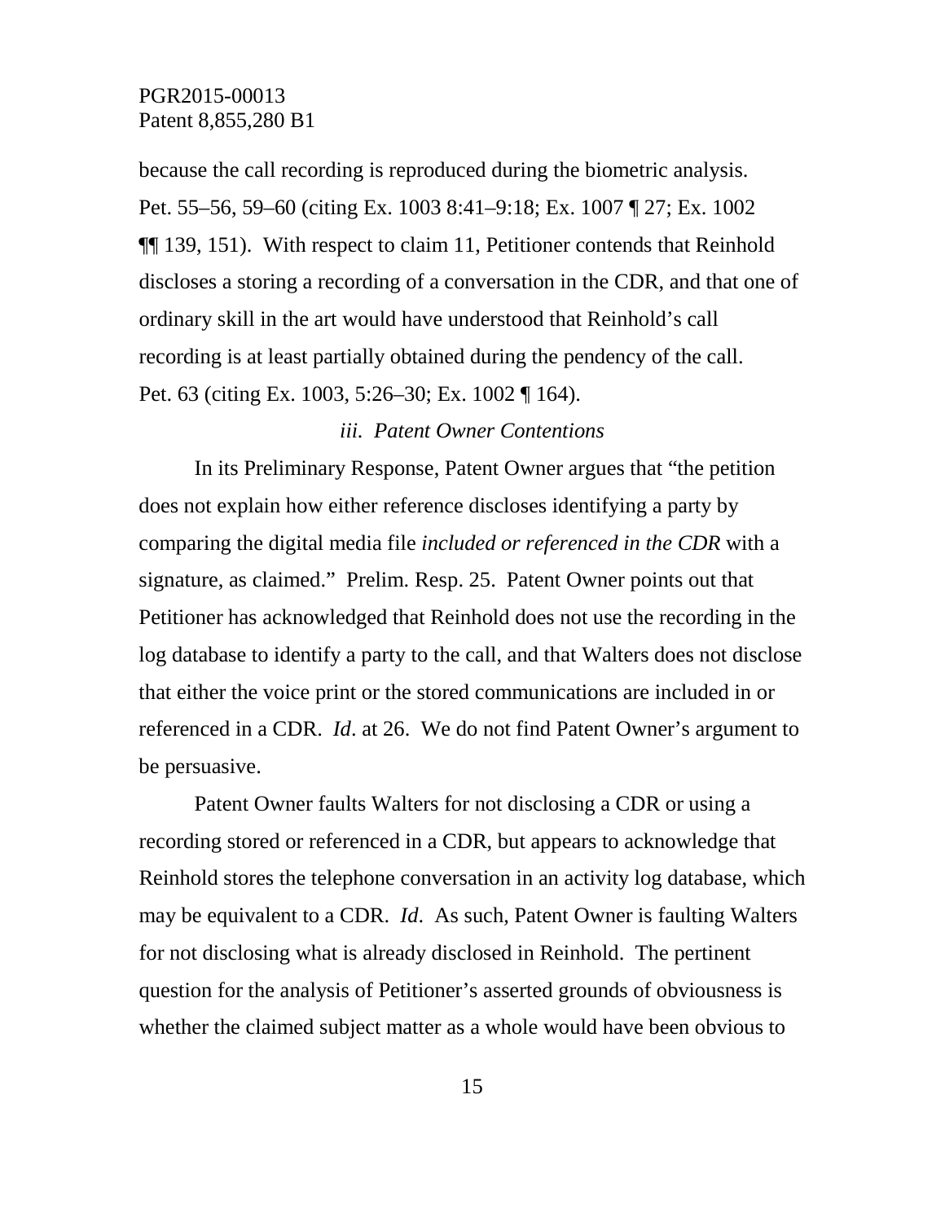because the call recording is reproduced during the biometric analysis. Pet. 55–56, 59–60 (citing Ex. 1003 8:41–9:18; Ex. 1007 ¶ 27; Ex. 1002 ¶¶ 139, 151). With respect to claim 11, Petitioner contends that Reinhold discloses a storing a recording of a conversation in the CDR, and that one of ordinary skill in the art would have understood that Reinhold's call recording is at least partially obtained during the pendency of the call. Pet. 63 (citing Ex. 1003, 5:26–30; Ex. 1002 ¶ 164).

### *iii. Patent Owner Contentions*

In its Preliminary Response, Patent Owner argues that "the petition does not explain how either reference discloses identifying a party by comparing the digital media file *included or referenced in the CDR* with a signature, as claimed." Prelim. Resp. 25. Patent Owner points out that Petitioner has acknowledged that Reinhold does not use the recording in the log database to identify a party to the call, and that Walters does not disclose that either the voice print or the stored communications are included in or referenced in a CDR. *Id*. at 26. We do not find Patent Owner's argument to be persuasive.

Patent Owner faults Walters for not disclosing a CDR or using a recording stored or referenced in a CDR, but appears to acknowledge that Reinhold stores the telephone conversation in an activity log database, which may be equivalent to a CDR. *Id*. As such, Patent Owner is faulting Walters for not disclosing what is already disclosed in Reinhold. The pertinent question for the analysis of Petitioner's asserted grounds of obviousness is whether the claimed subject matter as a whole would have been obvious to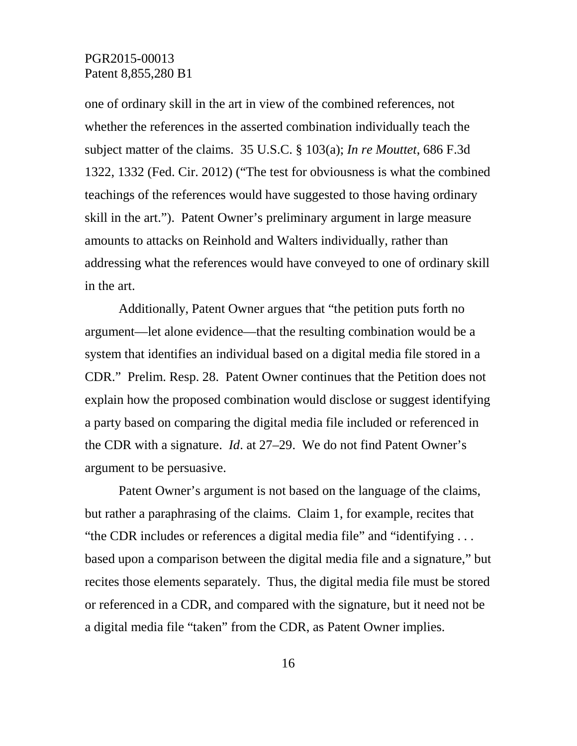one of ordinary skill in the art in view of the combined references, not whether the references in the asserted combination individually teach the subject matter of the claims. 35 U.S.C. § 103(a); *In re Mouttet*, 686 F.3d 1322, 1332 (Fed. Cir. 2012) ("The test for obviousness is what the combined teachings of the references would have suggested to those having ordinary skill in the art."). Patent Owner's preliminary argument in large measure amounts to attacks on Reinhold and Walters individually, rather than addressing what the references would have conveyed to one of ordinary skill in the art.

Additionally, Patent Owner argues that "the petition puts forth no argument—let alone evidence—that the resulting combination would be a system that identifies an individual based on a digital media file stored in a CDR." Prelim. Resp. 28. Patent Owner continues that the Petition does not explain how the proposed combination would disclose or suggest identifying a party based on comparing the digital media file included or referenced in the CDR with a signature. *Id*. at 27–29. We do not find Patent Owner's argument to be persuasive.

Patent Owner's argument is not based on the language of the claims, but rather a paraphrasing of the claims. Claim 1, for example, recites that "the CDR includes or references a digital media file" and "identifying . . . based upon a comparison between the digital media file and a signature," but recites those elements separately. Thus, the digital media file must be stored or referenced in a CDR, and compared with the signature, but it need not be a digital media file "taken" from the CDR, as Patent Owner implies.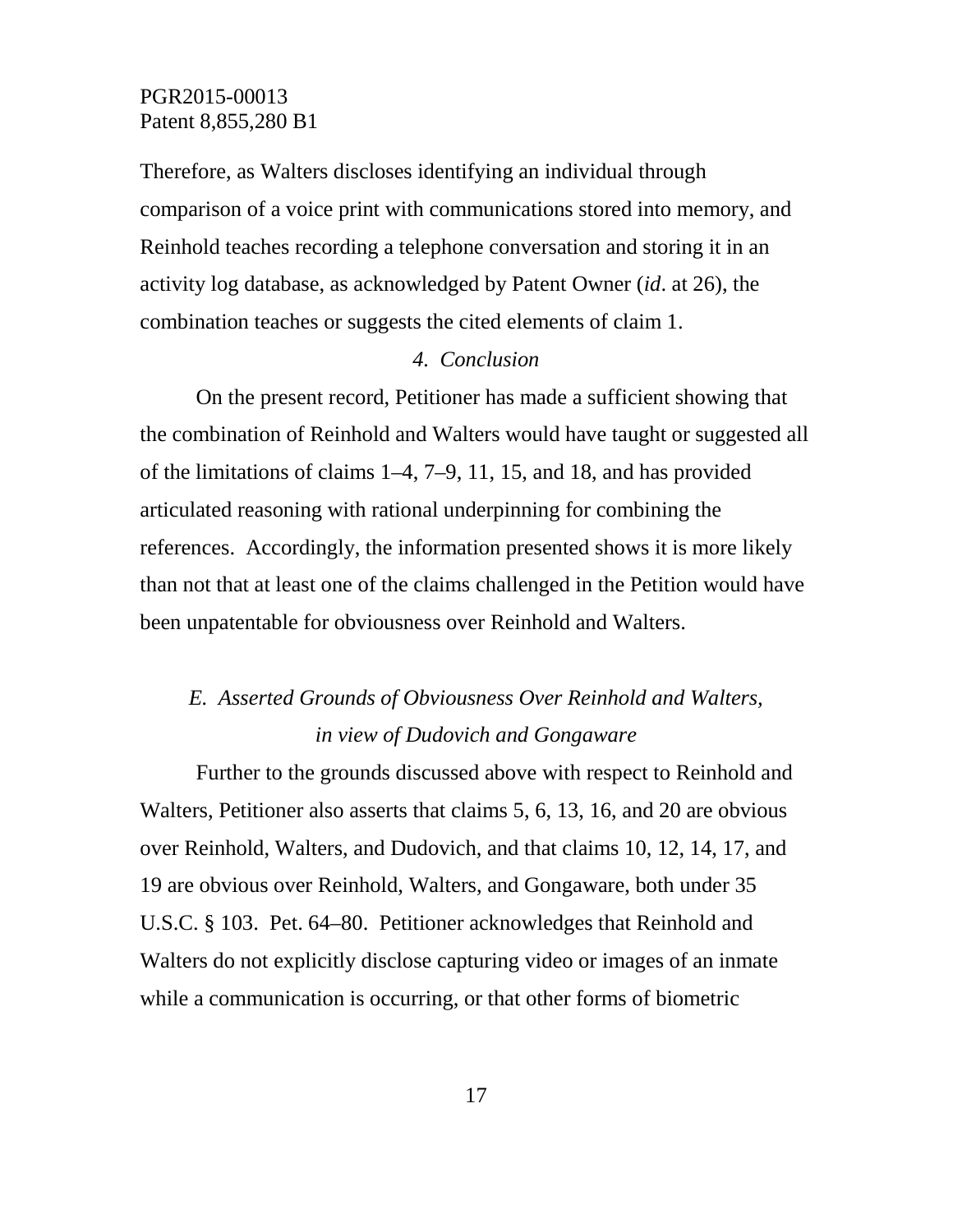Therefore, as Walters discloses identifying an individual through comparison of a voice print with communications stored into memory, and Reinhold teaches recording a telephone conversation and storing it in an activity log database, as acknowledged by Patent Owner (*id*. at 26), the combination teaches or suggests the cited elements of claim 1.

*4. Conclusion*

On the present record, Petitioner has made a sufficient showing that the combination of Reinhold and Walters would have taught or suggested all of the limitations of claims 1–4, 7–9, 11, 15, and 18, and has provided articulated reasoning with rational underpinning for combining the references. Accordingly, the information presented shows it is more likely than not that at least one of the claims challenged in the Petition would have been unpatentable for obviousness over Reinhold and Walters.

### *E. Asserted Grounds of Obviousness Over Reinhold and Walters, in view of Dudovich and Gongaware*

Further to the grounds discussed above with respect to Reinhold and Walters, Petitioner also asserts that claims 5, 6, 13, 16, and 20 are obvious over Reinhold, Walters, and Dudovich, and that claims 10, 12, 14, 17, and 19 are obvious over Reinhold, Walters, and Gongaware, both under 35 U.S.C. § 103. Pet. 64–80. Petitioner acknowledges that Reinhold and Walters do not explicitly disclose capturing video or images of an inmate while a communication is occurring, or that other forms of biometric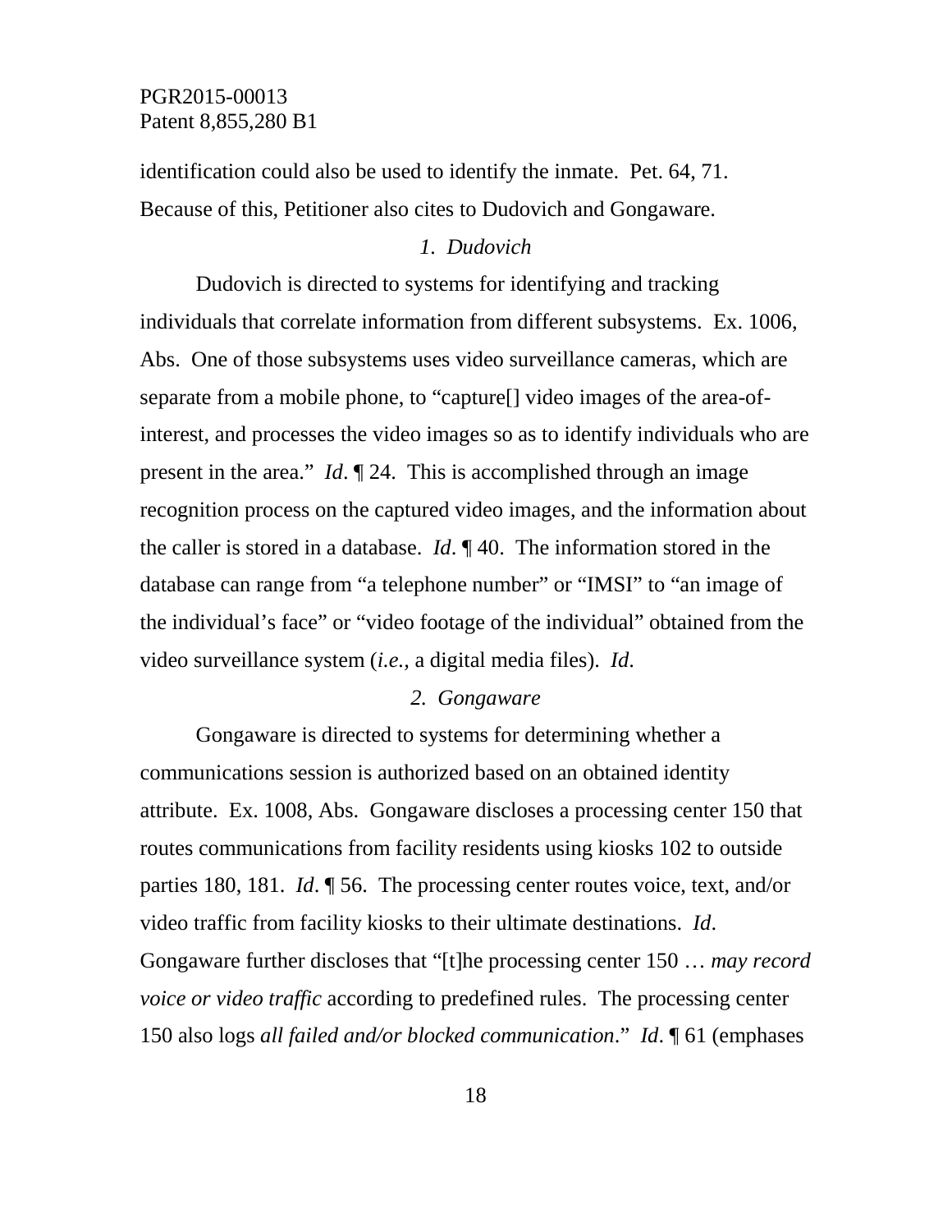identification could also be used to identify the inmate. Pet. 64, 71. Because of this, Petitioner also cites to Dudovich and Gongaware.

*1. Dudovich*

Dudovich is directed to systems for identifying and tracking individuals that correlate information from different subsystems. Ex. 1006, Abs. One of those subsystems uses video surveillance cameras, which are separate from a mobile phone, to "capture[] video images of the area-of-interest, and processes the video images so as to identify individuals who are present in the area." *Id*. ¶ 24. This is accomplished through an image recognition process on the captured video images, and the information about the caller is stored in a database. *Id*. ¶ 40. The information stored in the database can range from "a telephone number" or "IMSI" to "an image of the individual's face" or "video footage of the individual" obtained from the video surveillance system (*i.e.*, a digital media files). *Id*.

*2. Gongaware*

Gongaware is directed to systems for determining whether a communications session is authorized based on an obtained identity attribute. Ex. 1008, Abs. Gongaware discloses a processing center 150 that routes communications from facility residents using kiosks 102 to outside parties 180, 181. *Id*. ¶ 56. The processing center routes voice, text, and/or video traffic from facility kiosks to their ultimate destinations. *Id*. Gongaware further discloses that "[t]he processing center 150 … *may record voice or video traffic* according to predefined rules. The processing center 150 also logs *all failed and/or blocked communication*." *Id*. ¶ 61 (emphases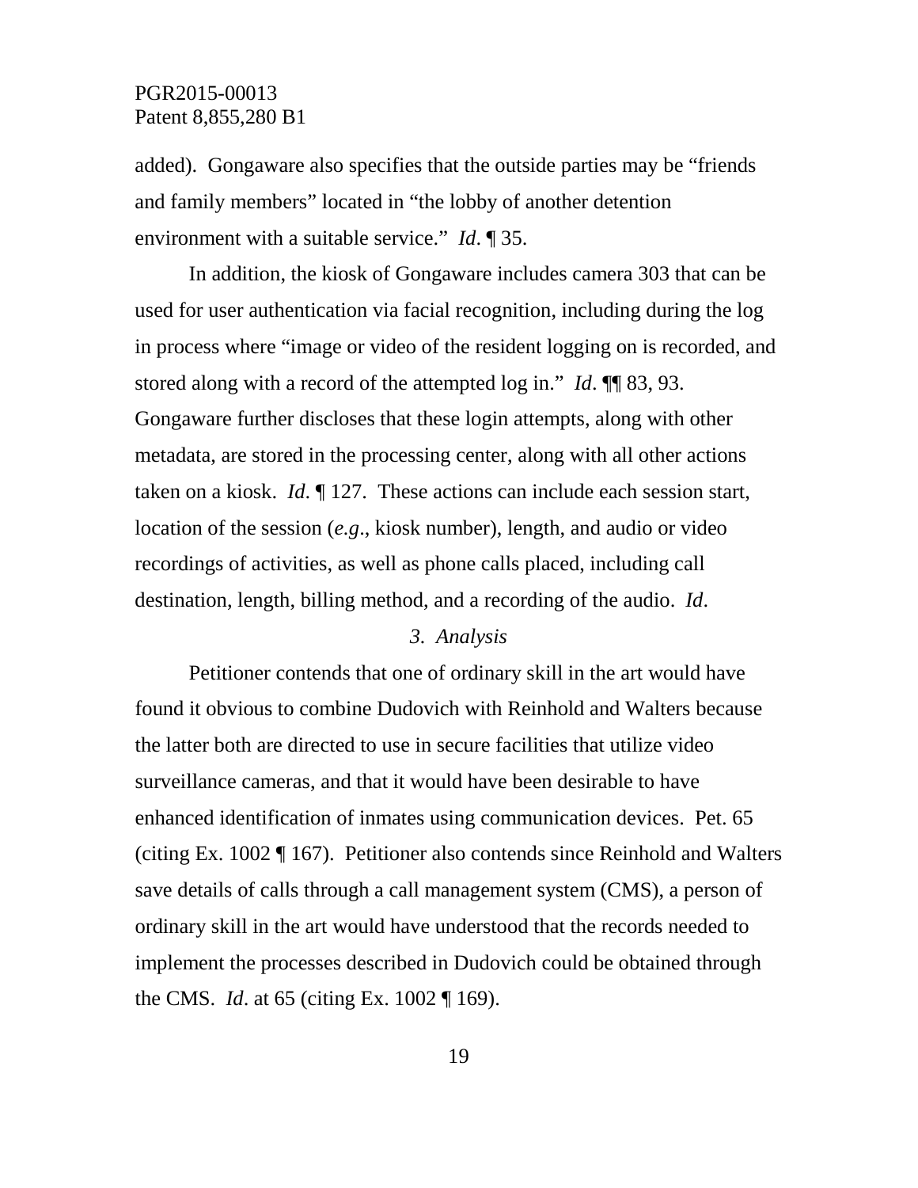added). Gongaware also specifies that the outside parties may be "friends and family members" located in "the lobby of another detention environment with a suitable service." *Id*. ¶ 35.

In addition, the kiosk of Gongaware includes camera 303 that can be used for user authentication via facial recognition, including during the log in process where "image or video of the resident logging on is recorded, and stored along with a record of the attempted log in." *Id*. ¶¶ 83, 93. Gongaware further discloses that these login attempts, along with other metadata, are stored in the processing center, along with all other actions taken on a kiosk. *Id*. ¶ 127. These actions can include each session start, location of the session (*e.g*., kiosk number), length, and audio or video recordings of activities, as well as phone calls placed, including call destination, length, billing method, and a recording of the audio. *Id*.

### *3. Analysis*

Petitioner contends that one of ordinary skill in the art would have found it obvious to combine Dudovich with Reinhold and Walters because the latter both are directed to use in secure facilities that utilize video surveillance cameras, and that it would have been desirable to have enhanced identification of inmates using communication devices. Pet. 65 (citing Ex. 1002 ¶ 167). Petitioner also contends since Reinhold and Walters save details of calls through a call management system (CMS), a person of ordinary skill in the art would have understood that the records needed to implement the processes described in Dudovich could be obtained through the CMS. *Id*. at 65 (citing Ex. 1002 ¶ 169).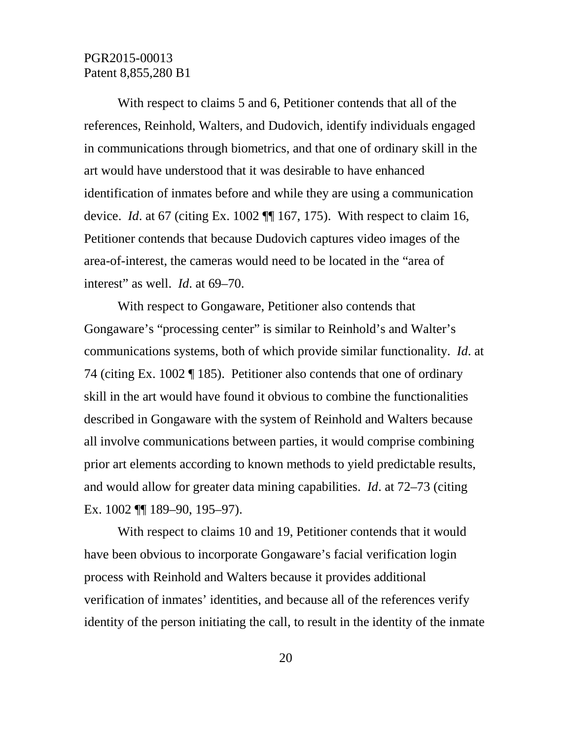With respect to claims 5 and 6, Petitioner contends that all of the references, Reinhold, Walters, and Dudovich, identify individuals engaged in communications through biometrics, and that one of ordinary skill in the art would have understood that it was desirable to have enhanced identification of inmates before and while they are using a communication device. *Id*. at 67 (citing Ex. 1002 ¶¶ 167, 175). With respect to claim 16, Petitioner contends that because Dudovich captures video images of the area-of-interest, the cameras would need to be located in the "area of interest" as well. *Id*. at 69–70.

With respect to Gongaware, Petitioner also contends that Gongaware's "processing center" is similar to Reinhold's and Walter's communications systems, both of which provide similar functionality. *Id*. at 74 (citing Ex. 1002 ¶ 185). Petitioner also contends that one of ordinary skill in the art would have found it obvious to combine the functionalities described in Gongaware with the system of Reinhold and Walters because all involve communications between parties, it would comprise combining prior art elements according to known methods to yield predictable results, and would allow for greater data mining capabilities. *Id*. at 72–73 (citing Ex. 1002 ¶¶ 189–90, 195–97).

With respect to claims 10 and 19, Petitioner contends that it would have been obvious to incorporate Gongaware's facial verification login process with Reinhold and Walters because it provides additional verification of inmates' identities, and because all of the references verify identity of the person initiating the call, to result in the identity of the inmate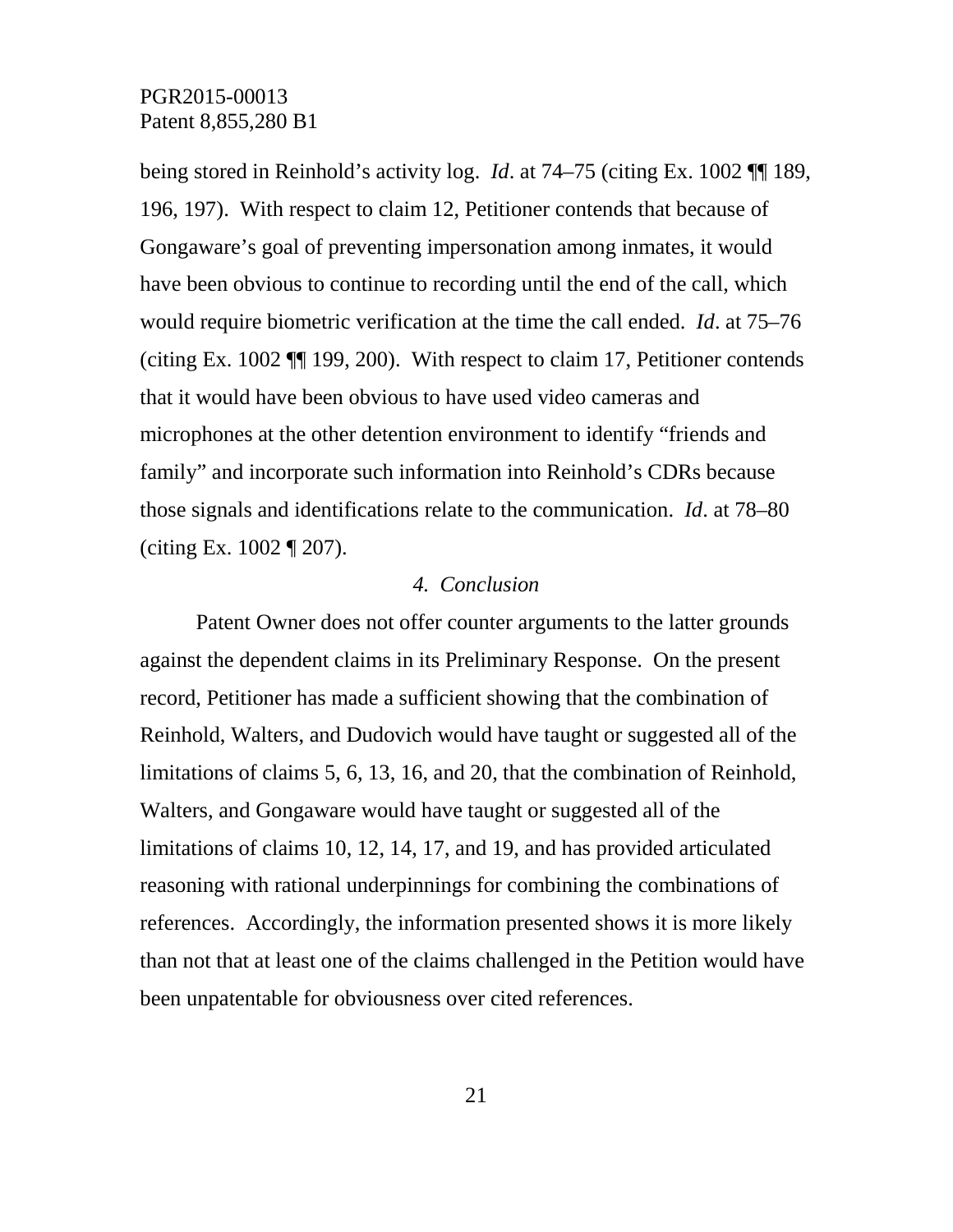being stored in Reinhold's activity log. *Id*. at 74–75 (citing Ex. 1002 ¶¶ 189, 196, 197). With respect to claim 12, Petitioner contends that because of Gongaware's goal of preventing impersonation among inmates, it would have been obvious to continue to recording until the end of the call, which would require biometric verification at the time the call ended. *Id*. at 75–76 (citing Ex. 1002 ¶¶ 199, 200). With respect to claim 17, Petitioner contends that it would have been obvious to have used video cameras and microphones at the other detention environment to identify "friends and family" and incorporate such information into Reinhold's CDRs because those signals and identifications relate to the communication. *Id*. at 78–80 (citing Ex. 1002 ¶ 207).

*4. Conclusion*

Patent Owner does not offer counter arguments to the latter grounds against the dependent claims in its Preliminary Response. On the present record, Petitioner has made a sufficient showing that the combination of Reinhold, Walters, and Dudovich would have taught or suggested all of the limitations of claims 5, 6, 13, 16, and 20, that the combination of Reinhold, Walters, and Gongaware would have taught or suggested all of the limitations of claims 10, 12, 14, 17, and 19, and has provided articulated reasoning with rational underpinnings for combining the combinations of references. Accordingly, the information presented shows it is more likely than not that at least one of the claims challenged in the Petition would have been unpatentable for obviousness over cited references.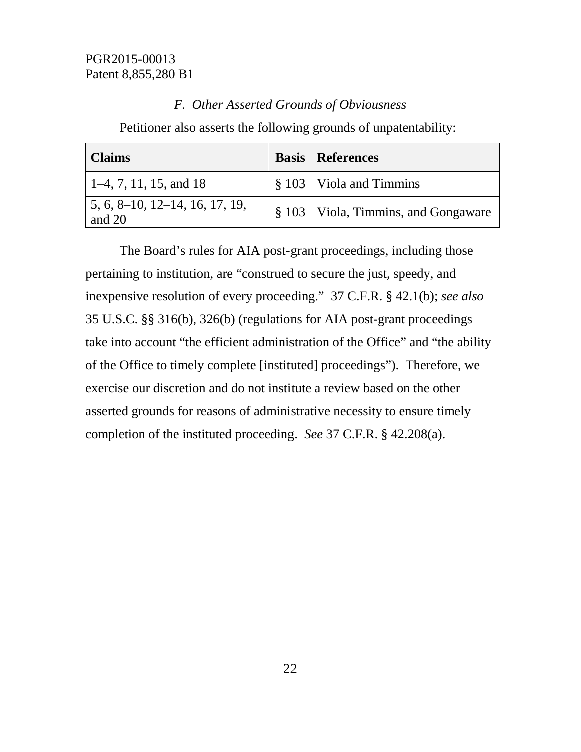### *F. Other Asserted Grounds of Obviousness*

Petitioner also asserts the following grounds of unpatentability:

| Claims | Basis | References |
|---|---|---|
| 1–4, 7, 11, 15, and 18 | § 103 | Viola and Timmins |
| 5, 6, 8–10, 12–14, 16, 17, 19, and 20 | § 103 | Viola, Timmins, and Gongaware |

The Board's rules for AIA post-grant proceedings, including those pertaining to institution, are "construed to secure the just, speedy, and inexpensive resolution of every proceeding." 37 C.F.R. § 42.1(b); *see also* 35 U.S.C. §§ 316(b), 326(b) (regulations for AIA post-grant proceedings take into account "the efficient administration of the Office" and "the ability of the Office to timely complete [instituted] proceedings"). Therefore, we exercise our discretion and do not institute a review based on the other asserted grounds for reasons of administrative necessity to ensure timely completion of the instituted proceeding. *See* 37 C.F.R. § 42.208(a).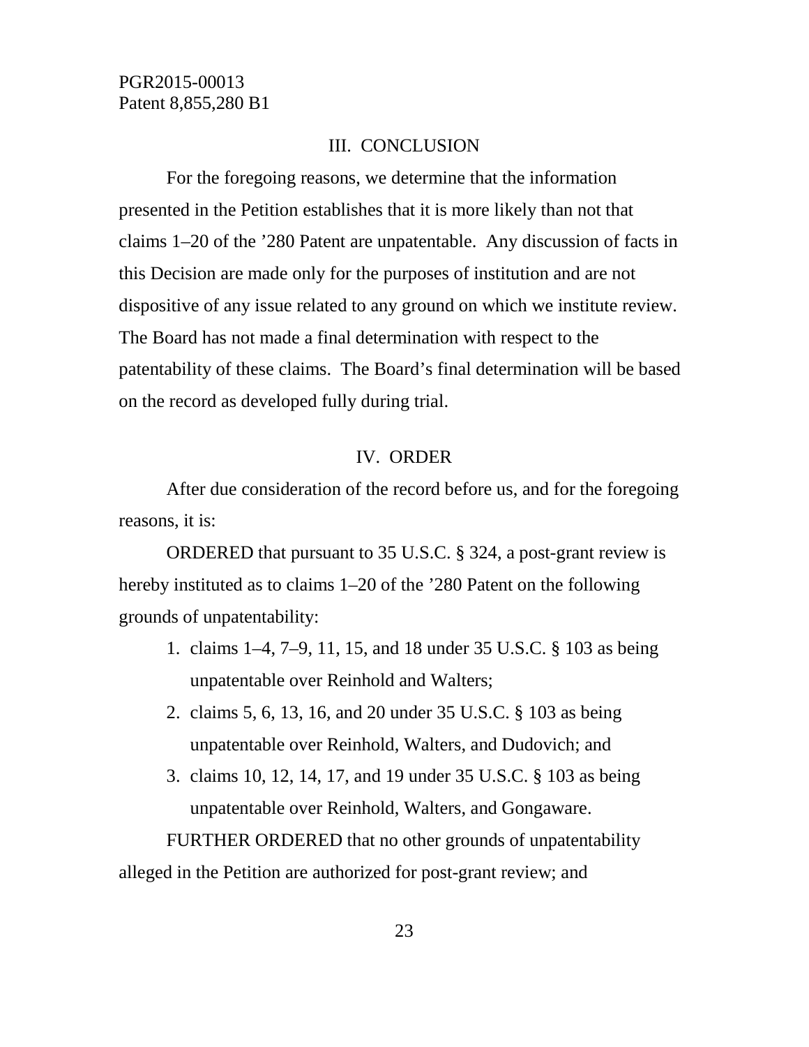## III. CONCLUSION

For the foregoing reasons, we determine that the information presented in the Petition establishes that it is more likely than not that claims 1–20 of the ’280 Patent are unpatentable. Any discussion of facts in this Decision are made only for the purposes of institution and are not dispositive of any issue related to any ground on which we institute review. The Board has not made a final determination with respect to the patentability of these claims. The Board’s final determination will be based on the record as developed fully during trial.

## IV. ORDER

After due consideration of the record before us, and for the foregoing reasons, it is:

ORDERED that pursuant to 35 U.S.C. § 324, a post-grant review is hereby instituted as to claims 1–20 of the ’280 Patent on the following grounds of unpatentability:

1. claims 1–4, 7–9, 11, 15, and 18 under 35 U.S.C. § 103 as being unpatentable over Reinhold and Walters;
2. claims 5, 6, 13, 16, and 20 under 35 U.S.C. § 103 as being unpatentable over Reinhold, Walters, and Dudovich; and
3. claims 10, 12, 14, 17, and 19 under 35 U.S.C. § 103 as being unpatentable over Reinhold, Walters, and Gongaware.

FURTHER ORDERED that no other grounds of unpatentability alleged in the Petition are authorized for post-grant review; and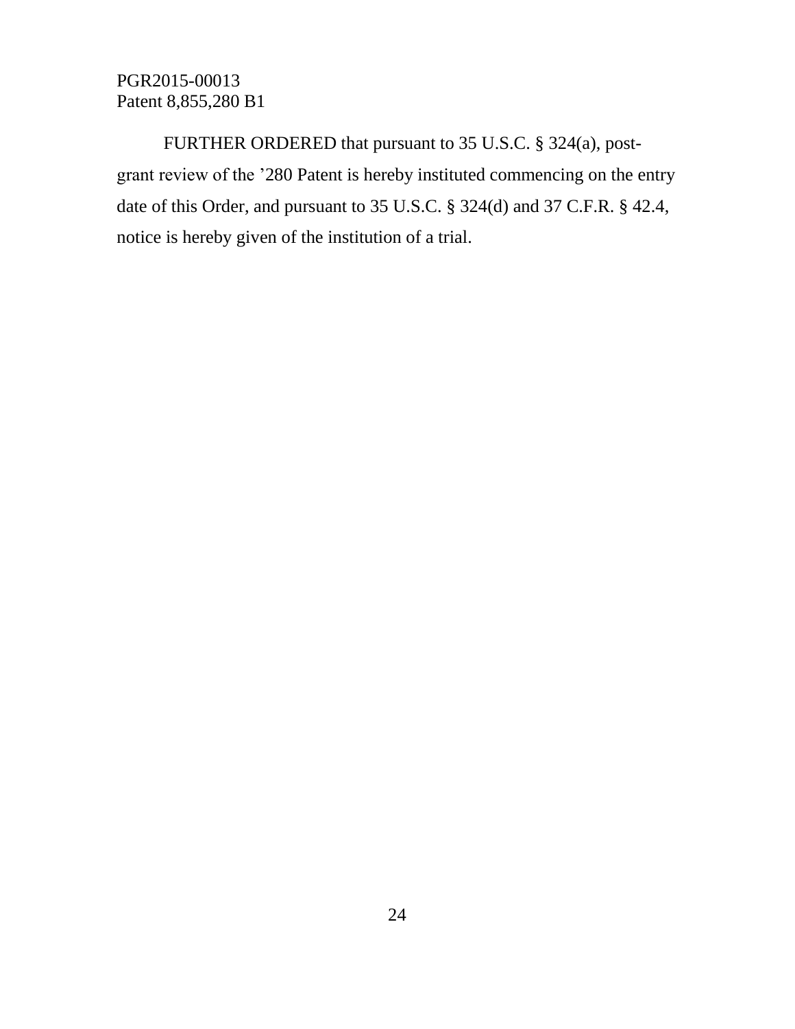FURTHER ORDERED that pursuant to 35 U.S.C. § 324(a), post-grant review of the '280 Patent is hereby instituted commencing on the entry date of this Order, and pursuant to 35 U.S.C. § 324(d) and 37 C.F.R. § 42.4, notice is hereby given of the institution of a trial.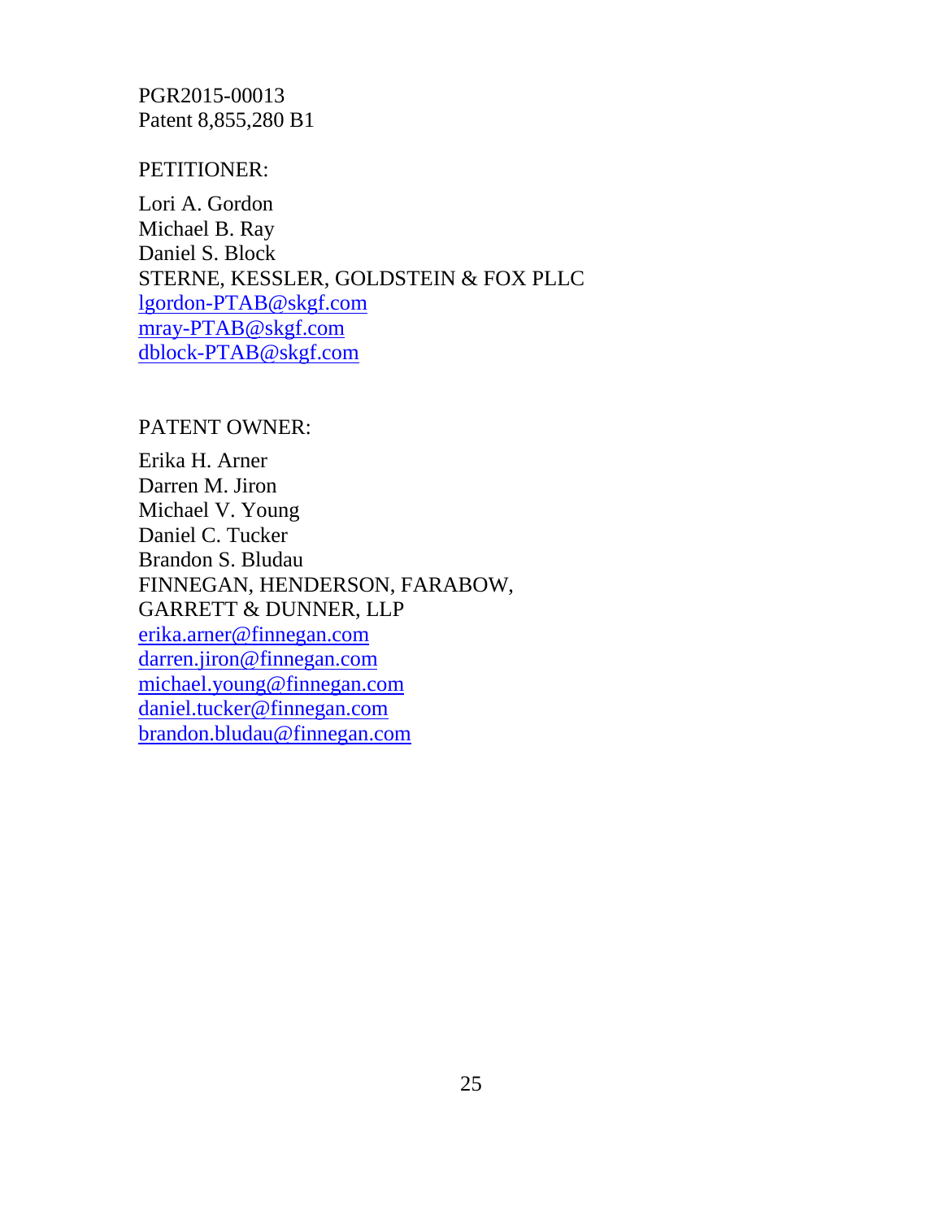PGR2015-00013
Patent 8,855,280 B1

PETITIONER:

Lori A. Gordon
Michael B. Ray
Daniel S. Block
STERNE, KESSLER, GOLDSTEIN & FOX PLLC
lgordon-PTAB@skgf.com
mray-PTAB@skgf.com
dblock-PTAB@skgf.com

PATENT OWNER:

Erika H. Arner
Darren M. Jiron
Michael V. Young
Daniel C. Tucker
Brandon S. Bludau
FINNEGAN, HENDERSON, FARABOW, GARRETT & DUNNER, LLP
erika.arner@finnegan.com
darren.jiron@finnegan.com
michael.young@finnegan.com
daniel.tucker@finnegan.com
brandon.bludau@finnegan.com